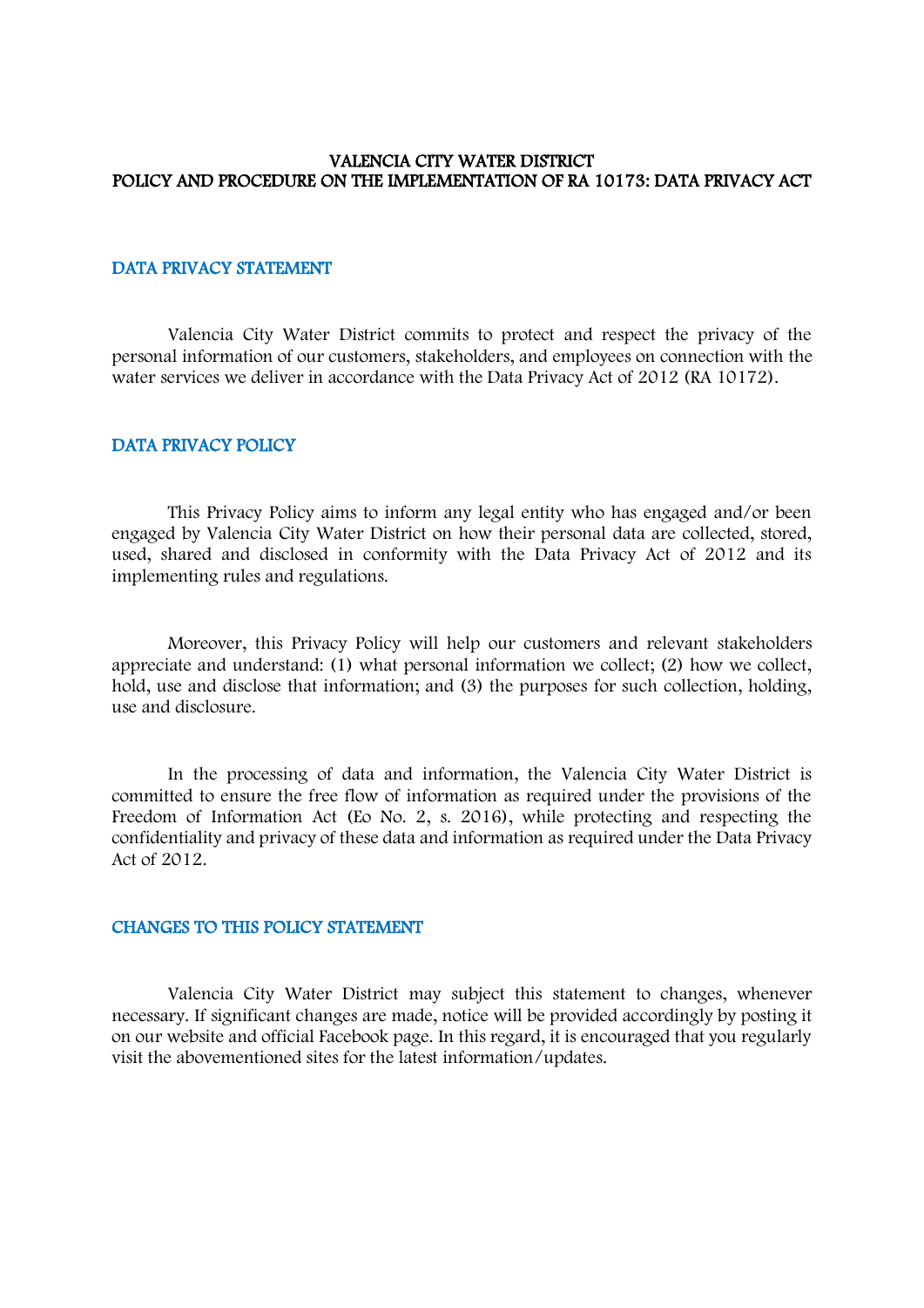# VALENCIA CITY WATER DISTRICT
# POLICY AND PROCEDURE ON THE IMPLEMENTATION OF RA 10173: DATA PRIVACY ACT

## DATA PRIVACY STATEMENT

Valencia City Water District commits to protect and respect the privacy of the personal information of our customers, stakeholders, and employees on connection with the water services we deliver in accordance with the Data Privacy Act of 2012 (RA 10172).

## DATA PRIVACY POLICY

This Privacy Policy aims to inform any legal entity who has engaged and/or been engaged by Valencia City Water District on how their personal data are collected, stored, used, shared and disclosed in conformity with the Data Privacy Act of 2012 and its implementing rules and regulations.

Moreover, this Privacy Policy will help our customers and relevant stakeholders appreciate and understand: (1) what personal information we collect; (2) how we collect, hold, use and disclose that information; and (3) the purposes for such collection, holding, use and disclosure.

In the processing of data and information, the Valencia City Water District is committed to ensure the free flow of information as required under the provisions of the Freedom of Information Act (Eo No. 2, s. 2016), while protecting and respecting the confidentiality and privacy of these data and information as required under the Data Privacy Act of 2012.

## CHANGES TO THIS POLICY STATEMENT

Valencia City Water District may subject this statement to changes, whenever necessary. If significant changes are made, notice will be provided accordingly by posting it on our website and official Facebook page. In this regard, it is encouraged that you regularly visit the abovementioned sites for the latest information/updates.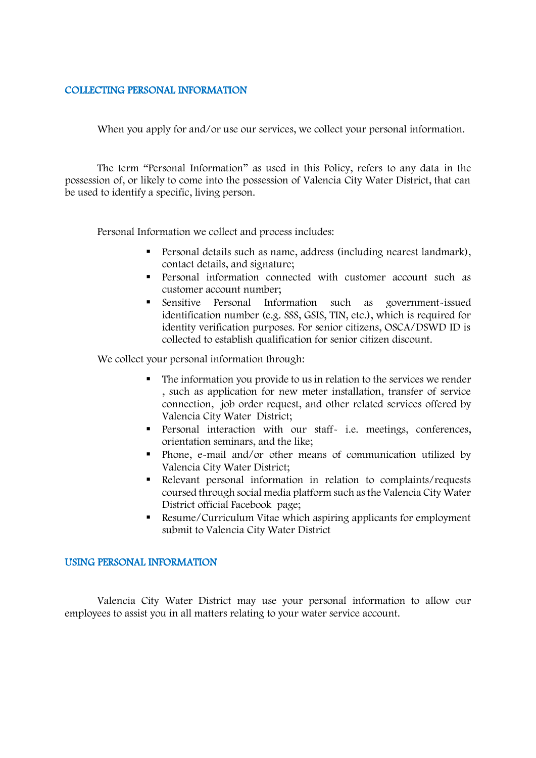## COLLECTING PERSONAL INFORMATION

When you apply for and/or use our services, we collect your personal information.

The term "Personal Information" as used in this Policy, refers to any data in the possession of, or likely to come into the possession of Valencia City Water District, that can be used to identify a specific, living person.

Personal Information we collect and process includes:

- Personal details such as name, address (including nearest landmark), contact details, and signature;
- Personal information connected with customer account such as customer account number;
- Sensitive Personal Information such as government-issued identification number (e.g. SSS, GSIS, TIN, etc.), which is required for identity verification purposes. For senior citizens, OSCA/DSWD ID is collected to establish qualification for senior citizen discount.

We collect your personal information through:

- The information you provide to us in relation to the services we render , such as application for new meter installation, transfer of service connection, job order request, and other related services offered by Valencia City Water District;
- Personal interaction with our staff- i.e. meetings, conferences, orientation seminars, and the like;
- Phone, e-mail and/or other means of communication utilized by Valencia City Water District;
- Relevant personal information in relation to complaints/requests coursed through social media platform such as the Valencia City Water District official Facebook page;
- Resume/Curriculum Vitae which aspiring applicants for employment submit to Valencia City Water District

## USING PERSONAL INFORMATION

Valencia City Water District may use your personal information to allow our employees to assist you in all matters relating to your water service account.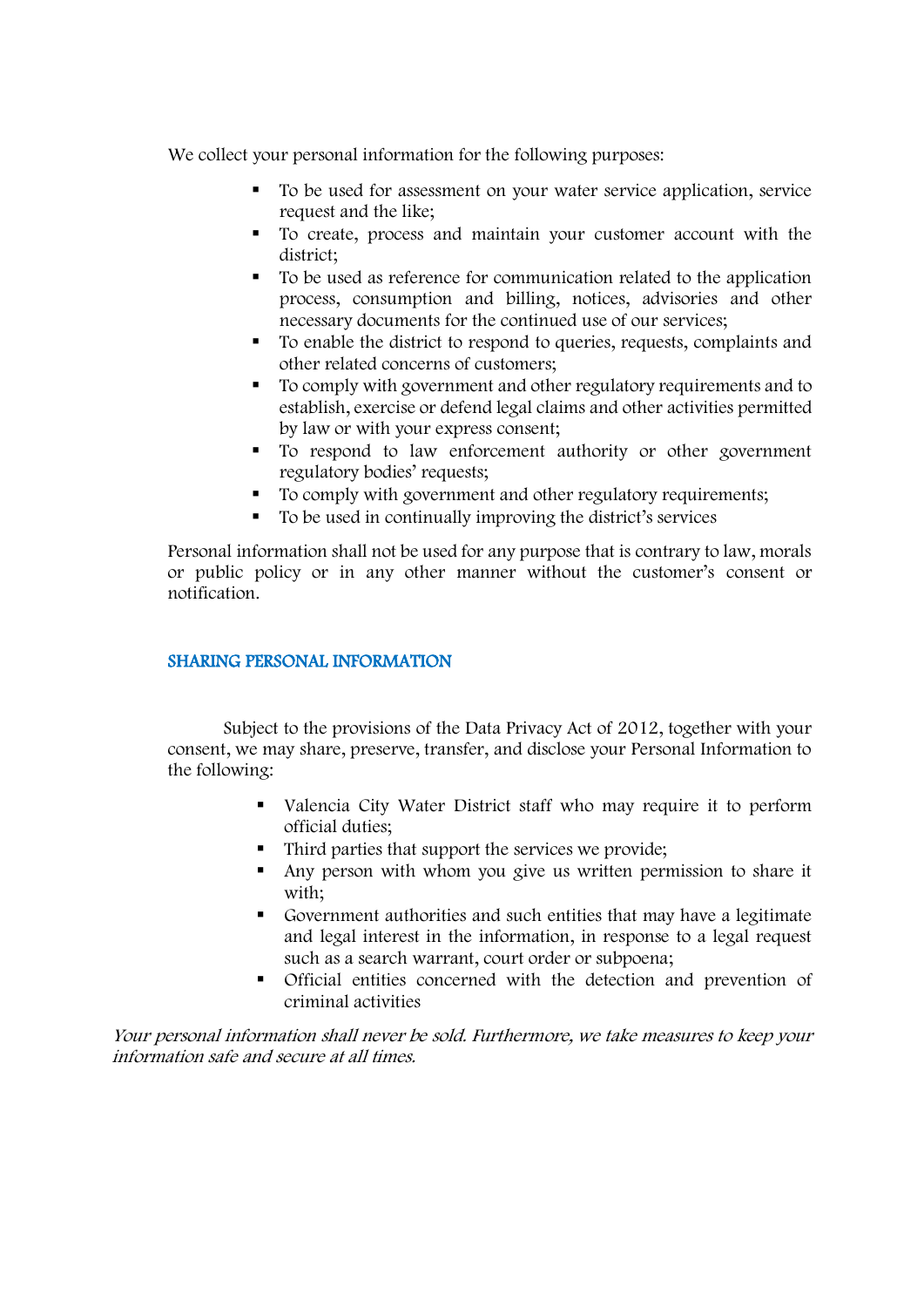We collect your personal information for the following purposes:

- To be used for assessment on your water service application, service request and the like;
- To create, process and maintain your customer account with the district;
- To be used as reference for communication related to the application process, consumption and billing, notices, advisories and other necessary documents for the continued use of our services;
- To enable the district to respond to queries, requests, complaints and other related concerns of customers;
- To comply with government and other regulatory requirements and to establish, exercise or defend legal claims and other activities permitted by law or with your express consent;
- To respond to law enforcement authority or other government regulatory bodies' requests;
- To comply with government and other regulatory requirements;
- To be used in continually improving the district's services

Personal information shall not be used for any purpose that is contrary to law, morals or public policy or in any other manner without the customer's consent or notification.

## SHARING PERSONAL INFORMATION

Subject to the provisions of the Data Privacy Act of 2012, together with your consent, we may share, preserve, transfer, and disclose your Personal Information to the following:

- Valencia City Water District staff who may require it to perform official duties;
- Third parties that support the services we provide;
- Any person with whom you give us written permission to share it with;
- Government authorities and such entities that may have a legitimate and legal interest in the information, in response to a legal request such as a search warrant, court order or subpoena;
- Official entities concerned with the detection and prevention of criminal activities

*Your personal information shall never be sold. Furthermore, we take measures to keep your information safe and secure at all times.*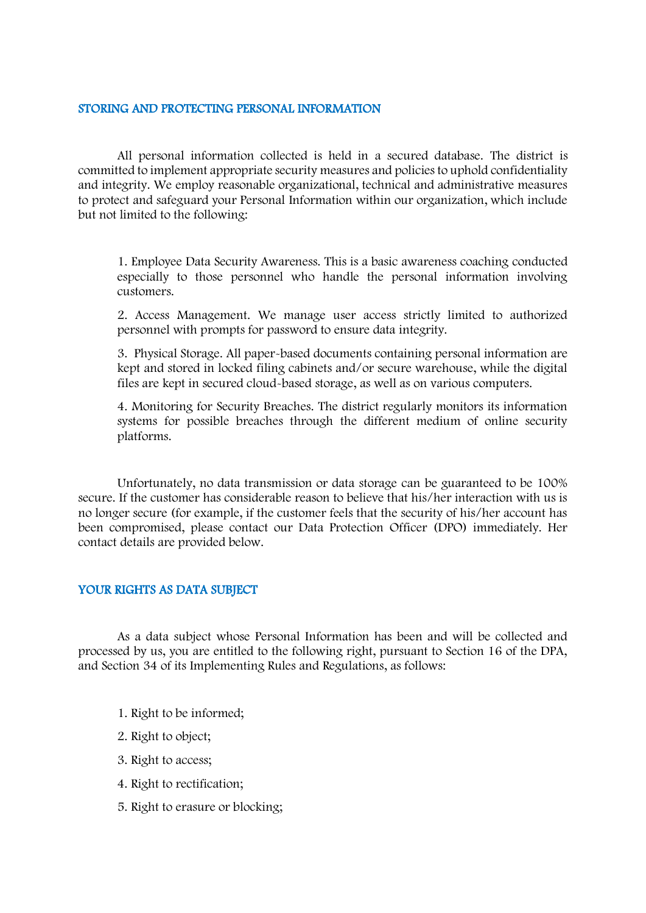## STORING AND PROTECTING PERSONAL INFORMATION

All personal information collected is held in a secured database. The district is committed to implement appropriate security measures and policies to uphold confidentiality and integrity. We employ reasonable organizational, technical and administrative measures to protect and safeguard your Personal Information within our organization, which include but not limited to the following:

1. Employee Data Security Awareness. This is a basic awareness coaching conducted especially to those personnel who handle the personal information involving customers.

2. Access Management. We manage user access strictly limited to authorized personnel with prompts for password to ensure data integrity.

3. Physical Storage. All paper-based documents containing personal information are kept and stored in locked filing cabinets and/or secure warehouse, while the digital files are kept in secured cloud-based storage, as well as on various computers.

4. Monitoring for Security Breaches. The district regularly monitors its information systems for possible breaches through the different medium of online security platforms.

Unfortunately, no data transmission or data storage can be guaranteed to be 100% secure. If the customer has considerable reason to believe that his/her interaction with us is no longer secure (for example, if the customer feels that the security of his/her account has been compromised, please contact our Data Protection Officer (DPO) immediately. Her contact details are provided below.

## YOUR RIGHTS AS DATA SUBJECT

As a data subject whose Personal Information has been and will be collected and processed by us, you are entitled to the following right, pursuant to Section 16 of the DPA, and Section 34 of its Implementing Rules and Regulations, as follows:

1. Right to be informed;
2. Right to object;
3. Right to access;
4. Right to rectification;
5. Right to erasure or blocking;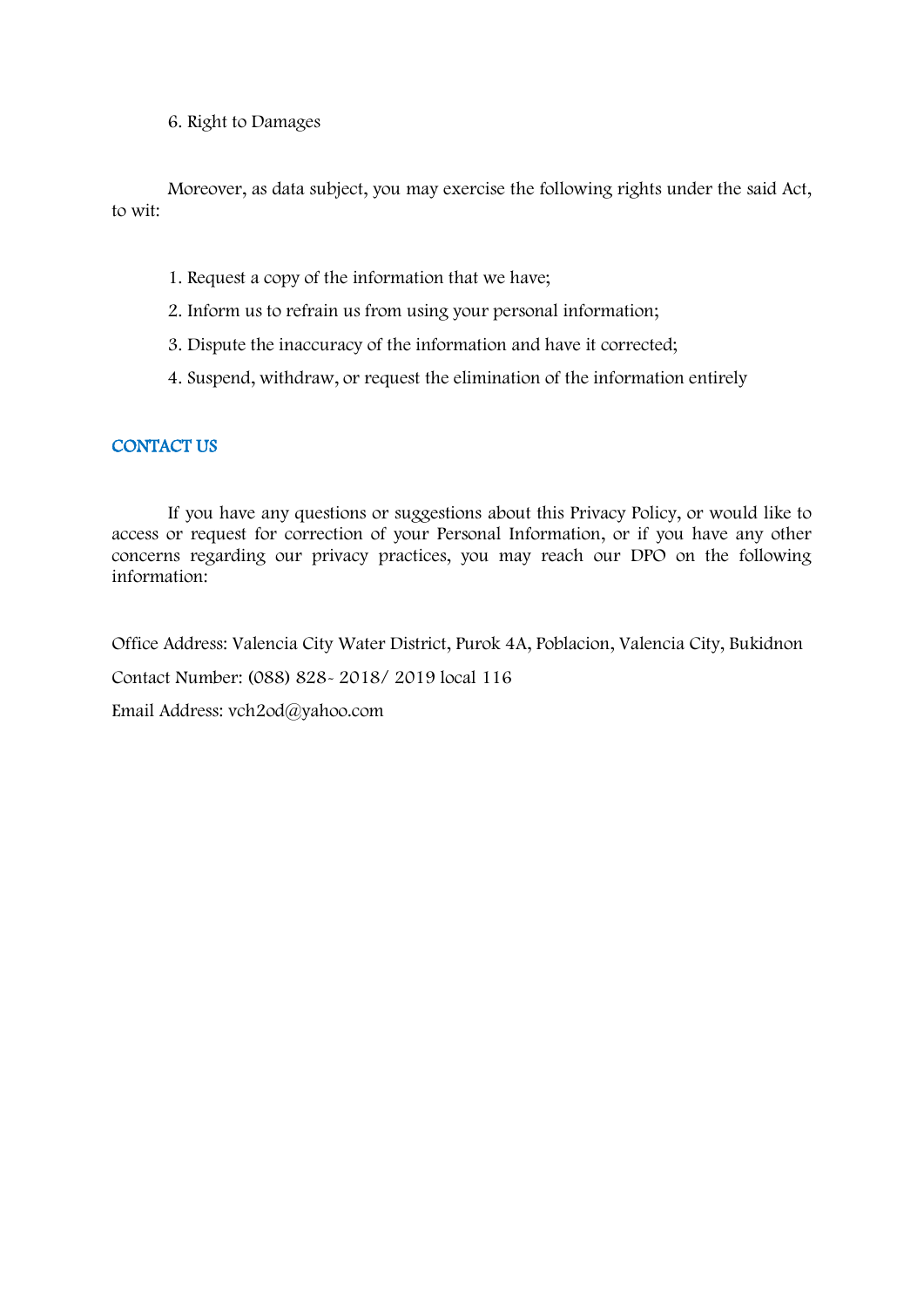6. Right to Damages

Moreover, as data subject, you may exercise the following rights under the said Act, to wit:

1. Request a copy of the information that we have;
2. Inform us to refrain us from using your personal information;
3. Dispute the inaccuracy of the information and have it corrected;
4. Suspend, withdraw, or request the elimination of the information entirely

## CONTACT US

If you have any questions or suggestions about this Privacy Policy, or would like to access or request for correction of your Personal Information, or if you have any other concerns regarding our privacy practices, you may reach our DPO on the following information:

Office Address: Valencia City Water District, Purok 4A, Poblacion, Valencia City, Bukidnon

Contact Number: (088) 828- 2018/ 2019 local 116

Email Address: vch2od@yahoo.com